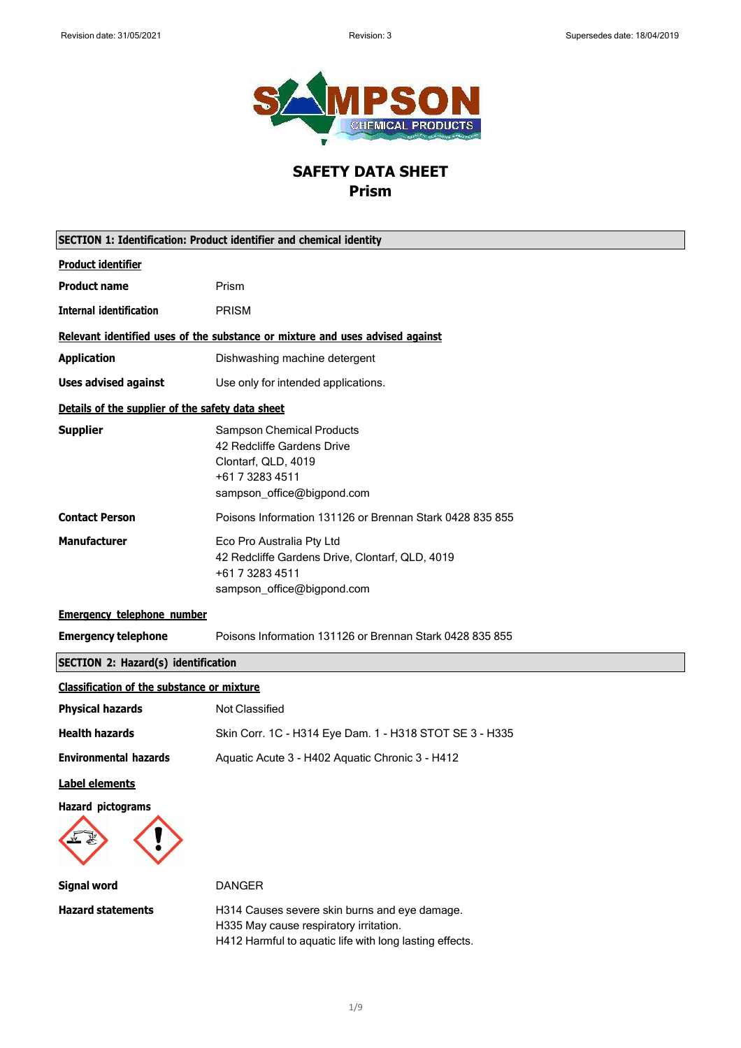# SAFETY DATA SHEET
## Prism

## SECTION 1: Identification: Product identifier and chemical identity

**Product identifier**

**Product name** Prism

**Internal identification** PRISM

**Relevant identified uses of the substance or mixture and uses advised against**

**Application** Dishwashing machine detergent

**Uses advised against** Use only for intended applications.

**Details of the supplier of the safety data sheet**

**Supplier** Sampson Chemical Products
42 Redcliffe Gardens Drive
Clontarf, QLD, 4019
+61 7 3283 4511
sampson_office@bigpond.com

**Contact Person** Poisons Information 131126 or Brennan Stark 0428 835 855

**Manufacturer** Eco Pro Australia Pty Ltd
42 Redcliffe Gardens Drive, Clontarf, QLD, 4019
+61 7 3283 4511
sampson_office@bigpond.com

**Emergency telephone number**

**Emergency telephone** Poisons Information 131126 or Brennan Stark 0428 835 855

## SECTION 2: Hazard(s) identification

**Classification of the substance or mixture**

**Physical hazards** Not Classified

**Health hazards** Skin Corr. 1C - H314 Eye Dam. 1 - H318 STOT SE 3 - H335

**Environmental hazards** Aquatic Acute 3 - H402 Aquatic Chronic 3 - H412

**Label elements**

**Hazard pictograms**

**Signal word** DANGER

**Hazard statements** H314 Causes severe skin burns and eye damage.
H335 May cause respiratory irritation.
H412 Harmful to aquatic life with long lasting effects.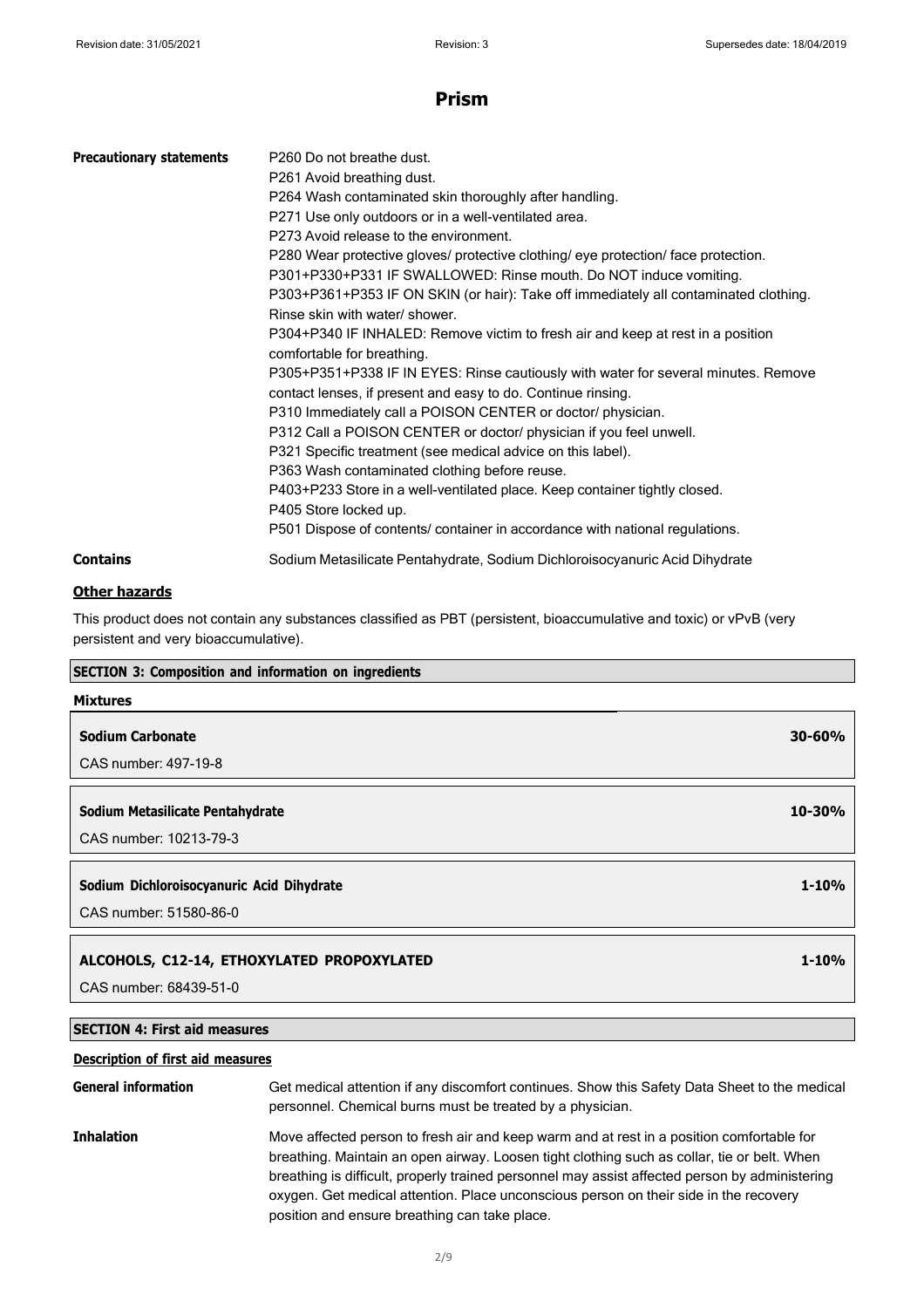# Prism

| | |
|---|---|
| **Precautionary statements** | P260 Do not breathe dust.<br>P261 Avoid breathing dust.<br>P264 Wash contaminated skin thoroughly after handling.<br>P271 Use only outdoors or in a well-ventilated area.<br>P273 Avoid release to the environment.<br>P280 Wear protective gloves/ protective clothing/ eye protection/ face protection.<br>P301+P330+P331 IF SWALLOWED: Rinse mouth. Do NOT induce vomiting.<br>P303+P361+P353 IF ON SKIN (or hair): Take off immediately all contaminated clothing. Rinse skin with water/ shower.<br>P304+P340 IF INHALED: Remove victim to fresh air and keep at rest in a position comfortable for breathing.<br>P305+P351+P338 IF IN EYES: Rinse cautiously with water for several minutes. Remove contact lenses, if present and easy to do. Continue rinsing.<br>P310 Immediately call a POISON CENTER or doctor/ physician.<br>P312 Call a POISON CENTER or doctor/ physician if you feel unwell.<br>P321 Specific treatment (see medical advice on this label).<br>P363 Wash contaminated clothing before reuse.<br>P403+P233 Store in a well-ventilated place. Keep container tightly closed.<br>P405 Store locked up.<br>P501 Dispose of contents/ container in accordance with national regulations. |
| **Contains** | Sodium Metasilicate Pentahydrate, Sodium Dichloroisocyanuric Acid Dihydrate |

**Other hazards**

This product does not contain any substances classified as PBT (persistent, bioaccumulative and toxic) or vPvB (very persistent and very bioaccumulative).

## SECTION 3: Composition and information on ingredients

**Mixtures**

| Ingredient | Concentration |
|---|---|
| **Sodium Carbonate**<br>CAS number: 497-19-8 | **30-60%** |
| **Sodium Metasilicate Pentahydrate**<br>CAS number: 10213-79-3 | **10-30%** |
| **Sodium Dichloroisocyanuric Acid Dihydrate**<br>CAS number: 51580-86-0 | **1-10%** |
| **ALCOHOLS, C12-14, ETHOXYLATED PROPOXYLATED**<br>CAS number: 68439-51-0 | **1-10%** |

## SECTION 4: First aid measures

**Description of first aid measures**

| | |
|---|---|
| **General information** | Get medical attention if any discomfort continues. Show this Safety Data Sheet to the medical personnel. Chemical burns must be treated by a physician. |
| **Inhalation** | Move affected person to fresh air and keep warm and at rest in a position comfortable for breathing. Maintain an open airway. Loosen tight clothing such as collar, tie or belt. When breathing is difficult, properly trained personnel may assist affected person by administering oxygen. Get medical attention. Place unconscious person on their side in the recovery position and ensure breathing can take place. |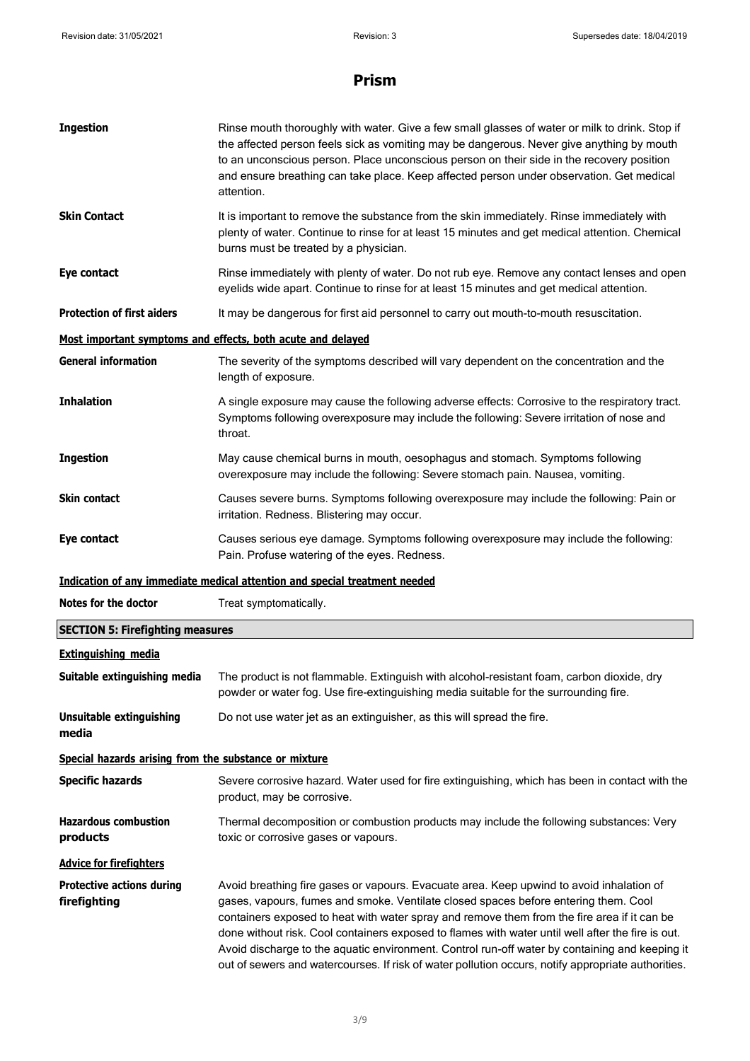# Prism

| | |
|---|---|
| **Ingestion** | Rinse mouth thoroughly with water. Give a few small glasses of water or milk to drink. Stop if the affected person feels sick as vomiting may be dangerous. Never give anything by mouth to an unconscious person. Place unconscious person on their side in the recovery position and ensure breathing can take place. Keep affected person under observation. Get medical attention. |
| **Skin Contact** | It is important to remove the substance from the skin immediately. Rinse immediately with plenty of water. Continue to rinse for at least 15 minutes and get medical attention. Chemical burns must be treated by a physician. |
| **Eye contact** | Rinse immediately with plenty of water. Do not rub eye. Remove any contact lenses and open eyelids wide apart. Continue to rinse for at least 15 minutes and get medical attention. |
| **Protection of first aiders** | It may be dangerous for first aid personnel to carry out mouth-to-mouth resuscitation. |

**Most important symptoms and effects, both acute and delayed**

| | |
|---|---|
| **General information** | The severity of the symptoms described will vary dependent on the concentration and the length of exposure. |
| **Inhalation** | A single exposure may cause the following adverse effects: Corrosive to the respiratory tract. Symptoms following overexposure may include the following: Severe irritation of nose and throat. |
| **Ingestion** | May cause chemical burns in mouth, oesophagus and stomach. Symptoms following overexposure may include the following: Severe stomach pain. Nausea, vomiting. |
| **Skin contact** | Causes severe burns. Symptoms following overexposure may include the following: Pain or irritation. Redness. Blistering may occur. |
| **Eye contact** | Causes serious eye damage. Symptoms following overexposure may include the following: Pain. Profuse watering of the eyes. Redness. |

**Indication of any immediate medical attention and special treatment needed**

| | |
|---|---|
| **Notes for the doctor** | Treat symptomatically. |

## SECTION 5: Firefighting measures

**Extinguishing media**

| | |
|---|---|
| **Suitable extinguishing media** | The product is not flammable. Extinguish with alcohol-resistant foam, carbon dioxide, dry powder or water fog. Use fire-extinguishing media suitable for the surrounding fire. |
| **Unsuitable extinguishing media** | Do not use water jet as an extinguisher, as this will spread the fire. |

**Special hazards arising from the substance or mixture**

| | |
|---|---|
| **Specific hazards** | Severe corrosive hazard. Water used for fire extinguishing, which has been in contact with the product, may be corrosive. |
| **Hazardous combustion products** | Thermal decomposition or combustion products may include the following substances: Very toxic or corrosive gases or vapours. |

**Advice for firefighters**

| | |
|---|---|
| **Protective actions during firefighting** | Avoid breathing fire gases or vapours. Evacuate area. Keep upwind to avoid inhalation of gases, vapours, fumes and smoke. Ventilate closed spaces before entering them. Cool containers exposed to heat with water spray and remove them from the fire area if it can be done without risk. Cool containers exposed to flames with water until well after the fire is out. Avoid discharge to the aquatic environment. Control run-off water by containing and keeping it out of sewers and watercourses. If risk of water pollution occurs, notify appropriate authorities. |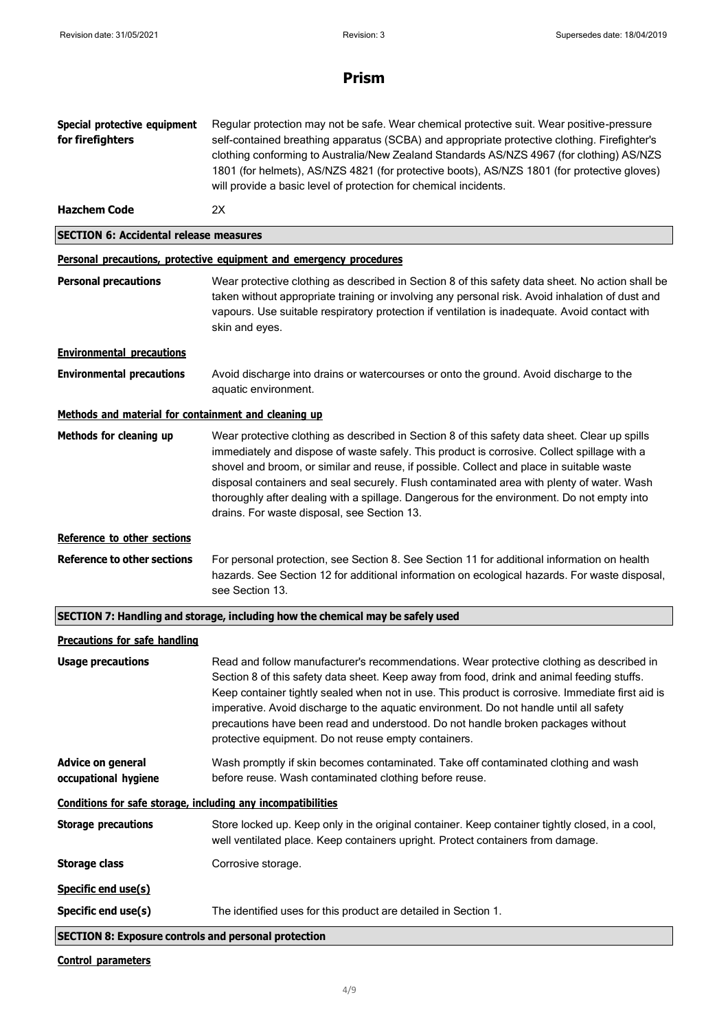| | |
|---|---|
| **Special protective equipment for firefighters** | Regular protection may not be safe. Wear chemical protective suit. Wear positive-pressure self-contained breathing apparatus (SCBA) and appropriate protective clothing. Firefighter's clothing conforming to Australia/New Zealand Standards AS/NZS 4967 (for clothing) AS/NZS 1801 (for helmets), AS/NZS 4821 (for protective boots), AS/NZS 1801 (for protective gloves) will provide a basic level of protection for chemical incidents. |
| **Hazchem Code** | 2X |

## SECTION 6: Accidental release measures

### Personal precautions, protective equipment and emergency procedures

**Personal precautions**
Wear protective clothing as described in Section 8 of this safety data sheet. No action shall be taken without appropriate training or involving any personal risk. Avoid inhalation of dust and vapours. Use suitable respiratory protection if ventilation is inadequate. Avoid contact with skin and eyes.

### Environmental precautions

**Environmental precautions**
Avoid discharge into drains or watercourses or onto the ground. Avoid discharge to the aquatic environment.

### Methods and material for containment and cleaning up

**Methods for cleaning up**
Wear protective clothing as described in Section 8 of this safety data sheet. Clear up spills immediately and dispose of waste safely. This product is corrosive. Collect spillage with a shovel and broom, or similar and reuse, if possible. Collect and place in suitable waste disposal containers and seal securely. Flush contaminated area with plenty of water. Wash thoroughly after dealing with a spillage. Dangerous for the environment. Do not empty into drains. For waste disposal, see Section 13.

### Reference to other sections

**Reference to other sections**
For personal protection, see Section 8. See Section 11 for additional information on health hazards. See Section 12 for additional information on ecological hazards. For waste disposal, see Section 13.

## SECTION 7: Handling and storage, including how the chemical may be safely used

### Precautions for safe handling

**Usage precautions**
Read and follow manufacturer's recommendations. Wear protective clothing as described in Section 8 of this safety data sheet. Keep away from food, drink and animal feeding stuffs. Keep container tightly sealed when not in use. This product is corrosive. Immediate first aid is imperative. Avoid discharge to the aquatic environment. Do not handle until all safety precautions have been read and understood. Do not handle broken packages without protective equipment. Do not reuse empty containers.

**Advice on general occupational hygiene**
Wash promptly if skin becomes contaminated. Take off contaminated clothing and wash before reuse. Wash contaminated clothing before reuse.

### Conditions for safe storage, including any incompatibilities

**Storage precautions**
Store locked up. Keep only in the original container. Keep container tightly closed, in a cool, well ventilated place. Keep containers upright. Protect containers from damage.

**Storage class**
Corrosive storage.

### Specific end use(s)

**Specific end use(s)**
The identified uses for this product are detailed in Section 1.

## SECTION 8: Exposure controls and personal protection

### Control parameters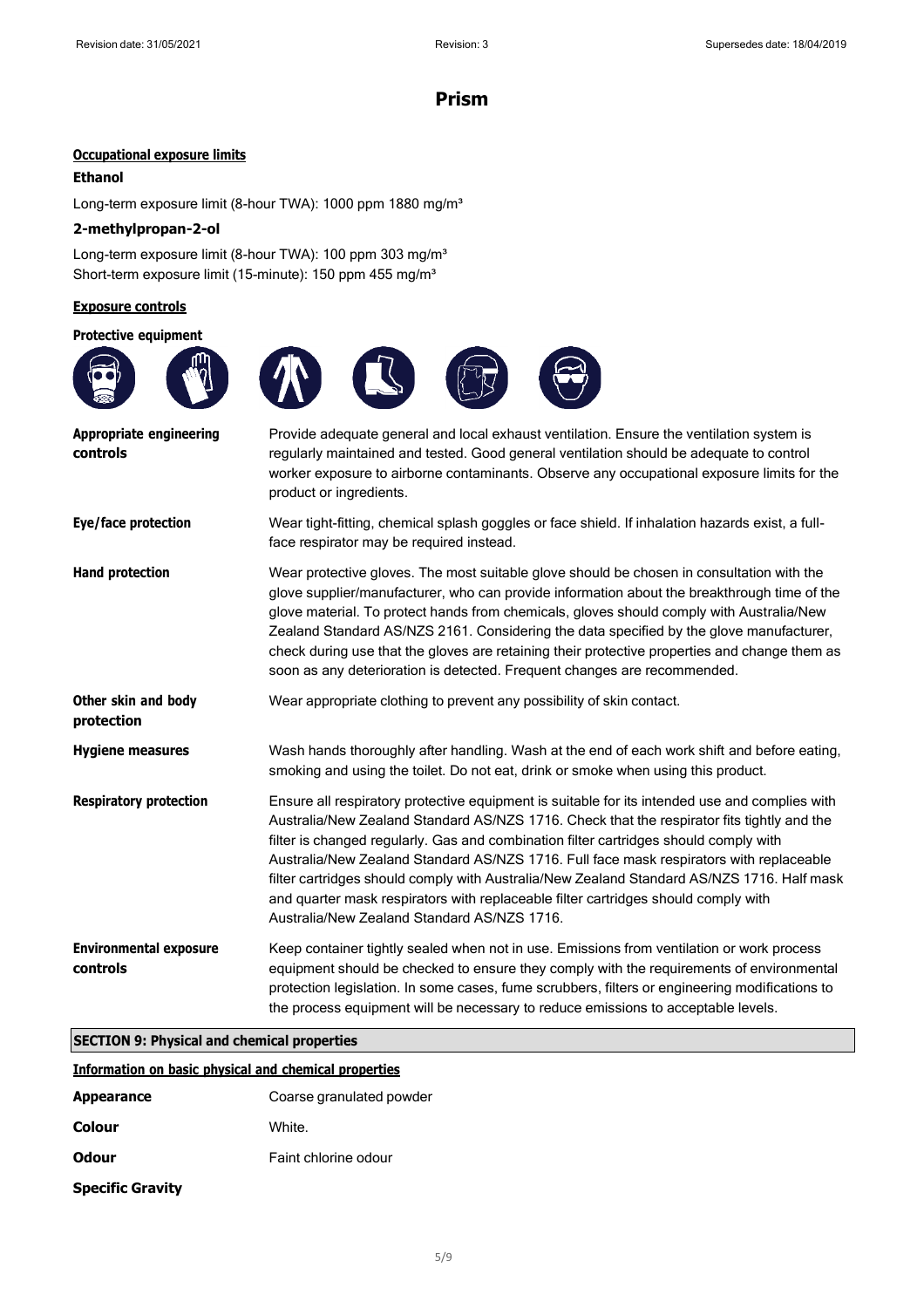# Prism

**Occupational exposure limits**

**Ethanol**

Long-term exposure limit (8-hour TWA): 1000 ppm 1880 mg/m³

**2-methylpropan-2-ol**

Long-term exposure limit (8-hour TWA): 100 ppm 303 mg/m³
Short-term exposure limit (15-minute): 150 ppm 455 mg/m³

**Exposure controls**

**Protective equipment**

**Appropriate engineering controls**

Provide adequate general and local exhaust ventilation. Ensure the ventilation system is regularly maintained and tested. Good general ventilation should be adequate to control worker exposure to airborne contaminants. Observe any occupational exposure limits for the product or ingredients.

**Eye/face protection**

Wear tight-fitting, chemical splash goggles or face shield. If inhalation hazards exist, a full-face respirator may be required instead.

**Hand protection**

Wear protective gloves. The most suitable glove should be chosen in consultation with the glove supplier/manufacturer, who can provide information about the breakthrough time of the glove material. To protect hands from chemicals, gloves should comply with Australia/New Zealand Standard AS/NZS 2161. Considering the data specified by the glove manufacturer, check during use that the gloves are retaining their protective properties and change them as soon as any deterioration is detected. Frequent changes are recommended.

**Other skin and body protection**

Wear appropriate clothing to prevent any possibility of skin contact.

**Hygiene measures**

Wash hands thoroughly after handling. Wash at the end of each work shift and before eating, smoking and using the toilet. Do not eat, drink or smoke when using this product.

**Respiratory protection**

Ensure all respiratory protective equipment is suitable for its intended use and complies with Australia/New Zealand Standard AS/NZS 1716. Check that the respirator fits tightly and the filter is changed regularly. Gas and combination filter cartridges should comply with Australia/New Zealand Standard AS/NZS 1716. Full face mask respirators with replaceable filter cartridges should comply with Australia/New Zealand Standard AS/NZS 1716. Half mask and quarter mask respirators with replaceable filter cartridges should comply with Australia/New Zealand Standard AS/NZS 1716.

**Environmental exposure controls**

Keep container tightly sealed when not in use. Emissions from ventilation or work process equipment should be checked to ensure they comply with the requirements of environmental protection legislation. In some cases, fume scrubbers, filters or engineering modifications to the process equipment will be necessary to reduce emissions to acceptable levels.

## SECTION 9: Physical and chemical properties

**Information on basic physical and chemical properties**

**Appearance** Coarse granulated powder

**Colour** White.

**Odour** Faint chlorine odour

**Specific Gravity**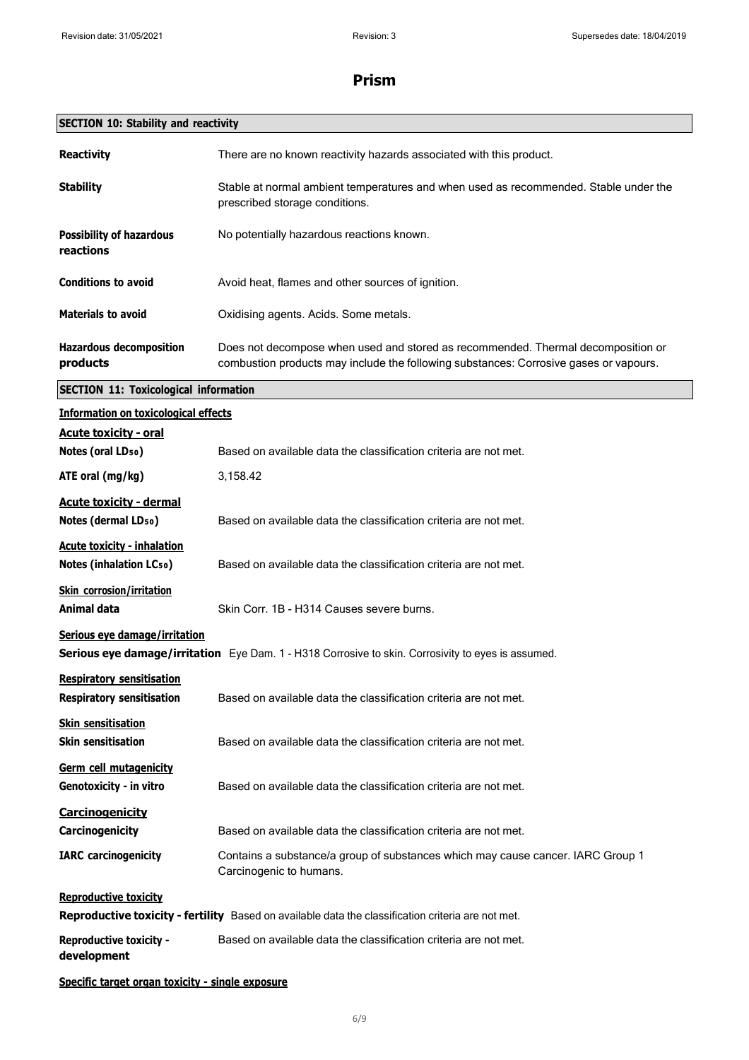# Prism

## SECTION 10: Stability and reactivity

**Reactivity** There are no known reactivity hazards associated with this product.

**Stability** Stable at normal ambient temperatures and when used as recommended. Stable under the prescribed storage conditions.

**Possibility of hazardous reactions** No potentially hazardous reactions known.

**Conditions to avoid** Avoid heat, flames and other sources of ignition.

**Materials to avoid** Oxidising agents. Acids. Some metals.

**Hazardous decomposition products** Does not decompose when used and stored as recommended. Thermal decomposition or combustion products may include the following substances: Corrosive gases or vapours.

## SECTION 11: Toxicological information

**Information on toxicological effects**

**Acute toxicity - oral**

**Notes (oral $LD_{50}$)** Based on available data the classification criteria are not met.

**ATE oral (mg/kg)** 3,158.42

**Acute toxicity - dermal**

**Notes (dermal $LD_{50}$)** Based on available data the classification criteria are not met.

**Acute toxicity - inhalation**

**Notes (inhalation $LC_{50}$)** Based on available data the classification criteria are not met.

**Skin corrosion/irritation**

**Animal data** Skin Corr. 1B - H314 Causes severe burns.

**Serious eye damage/irritation**

**Serious eye damage/irritation** Eye Dam. 1 - H318 Corrosive to skin. Corrosivity to eyes is assumed.

**Respiratory sensitisation**

**Respiratory sensitisation** Based on available data the classification criteria are not met.

**Skin sensitisation**

**Skin sensitisation** Based on available data the classification criteria are not met.

**Germ cell mutagenicity**

**Genotoxicity - in vitro** Based on available data the classification criteria are not met.

**Carcinogenicity**

**Carcinogenicity** Based on available data the classification criteria are not met.

**IARC carcinogenicity** Contains a substance/a group of substances which may cause cancer. IARC Group 1 Carcinogenic to humans.

**Reproductive toxicity**

**Reproductive toxicity - fertility** Based on available data the classification criteria are not met.

**Reproductive toxicity - development** Based on available data the classification criteria are not met.

**Specific target organ toxicity - single exposure**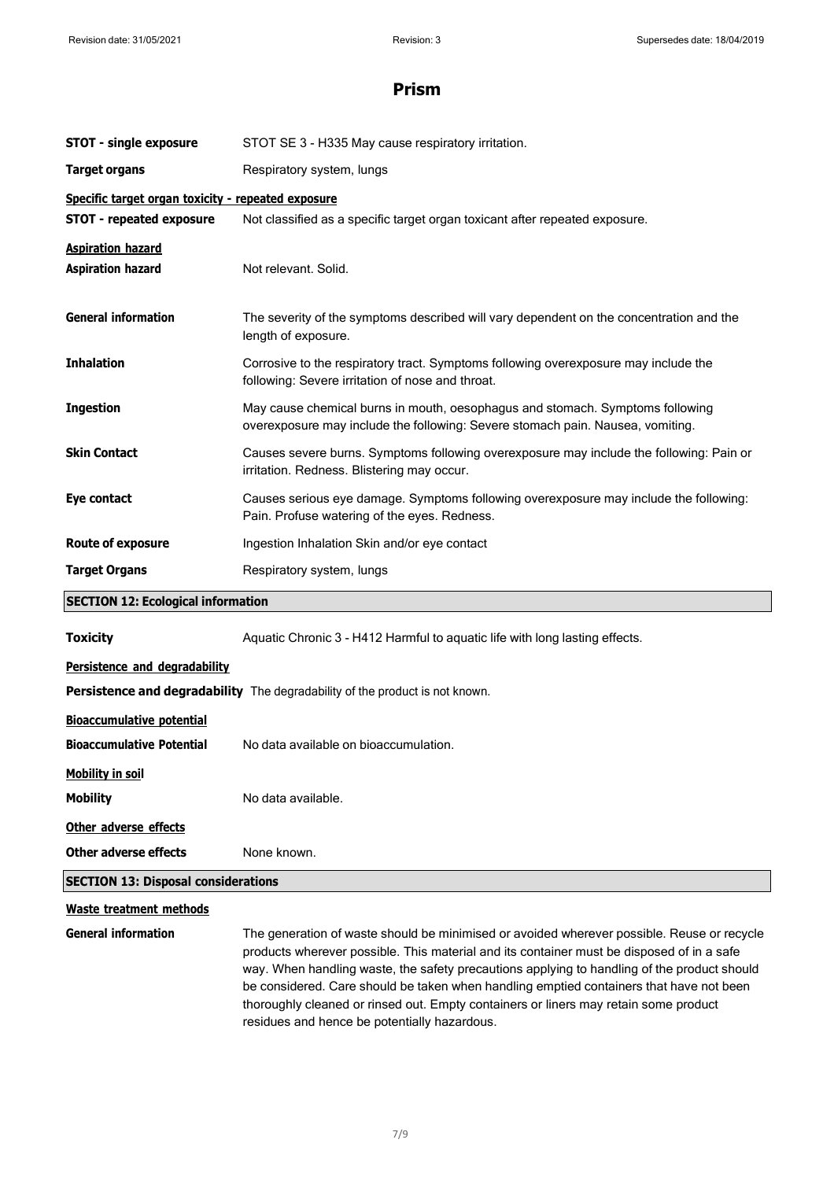# Prism

| | |
|---|---|
| **STOT - single exposure** | STOT SE 3 - H335 May cause respiratory irritation. |
| **Target organs** | Respiratory system, lungs |

**Specific target organ toxicity - repeated exposure**

| | |
|---|---|
| **STOT - repeated exposure** | Not classified as a specific target organ toxicant after repeated exposure. |

**Aspiration hazard**

| | |
|---|---|
| **Aspiration hazard** | Not relevant. Solid. |
| **General information** | The severity of the symptoms described will vary dependent on the concentration and the length of exposure. |
| **Inhalation** | Corrosive to the respiratory tract. Symptoms following overexposure may include the following: Severe irritation of nose and throat. |
| **Ingestion** | May cause chemical burns in mouth, oesophagus and stomach. Symptoms following overexposure may include the following: Severe stomach pain. Nausea, vomiting. |
| **Skin Contact** | Causes severe burns. Symptoms following overexposure may include the following: Pain or irritation. Redness. Blistering may occur. |
| **Eye contact** | Causes serious eye damage. Symptoms following overexposure may include the following: Pain. Profuse watering of the eyes. Redness. |
| **Route of exposure** | Ingestion Inhalation Skin and/or eye contact |
| **Target Organs** | Respiratory system, lungs |

## SECTION 12: Ecological information

| | |
|---|---|
| **Toxicity** | Aquatic Chronic 3 - H412 Harmful to aquatic life with long lasting effects. |

**Persistence and degradability**

**Persistence and degradability** The degradability of the product is not known.

**Bioaccumulative potential**

| | |
|---|---|
| **Bioaccumulative Potential** | No data available on bioaccumulation. |

**Mobility in soil**

| | |
|---|---|
| **Mobility** | No data available. |

**Other adverse effects**

| | |
|---|---|
| **Other adverse effects** | None known. |

## SECTION 13: Disposal considerations

**Waste treatment methods**

| | |
|---|---|
| **General information** | The generation of waste should be minimised or avoided wherever possible. Reuse or recycle products wherever possible. This material and its container must be disposed of in a safe way. When handling waste, the safety precautions applying to handling of the product should be considered. Care should be taken when handling emptied containers that have not been thoroughly cleaned or rinsed out. Empty containers or liners may retain some product residues and hence be potentially hazardous. |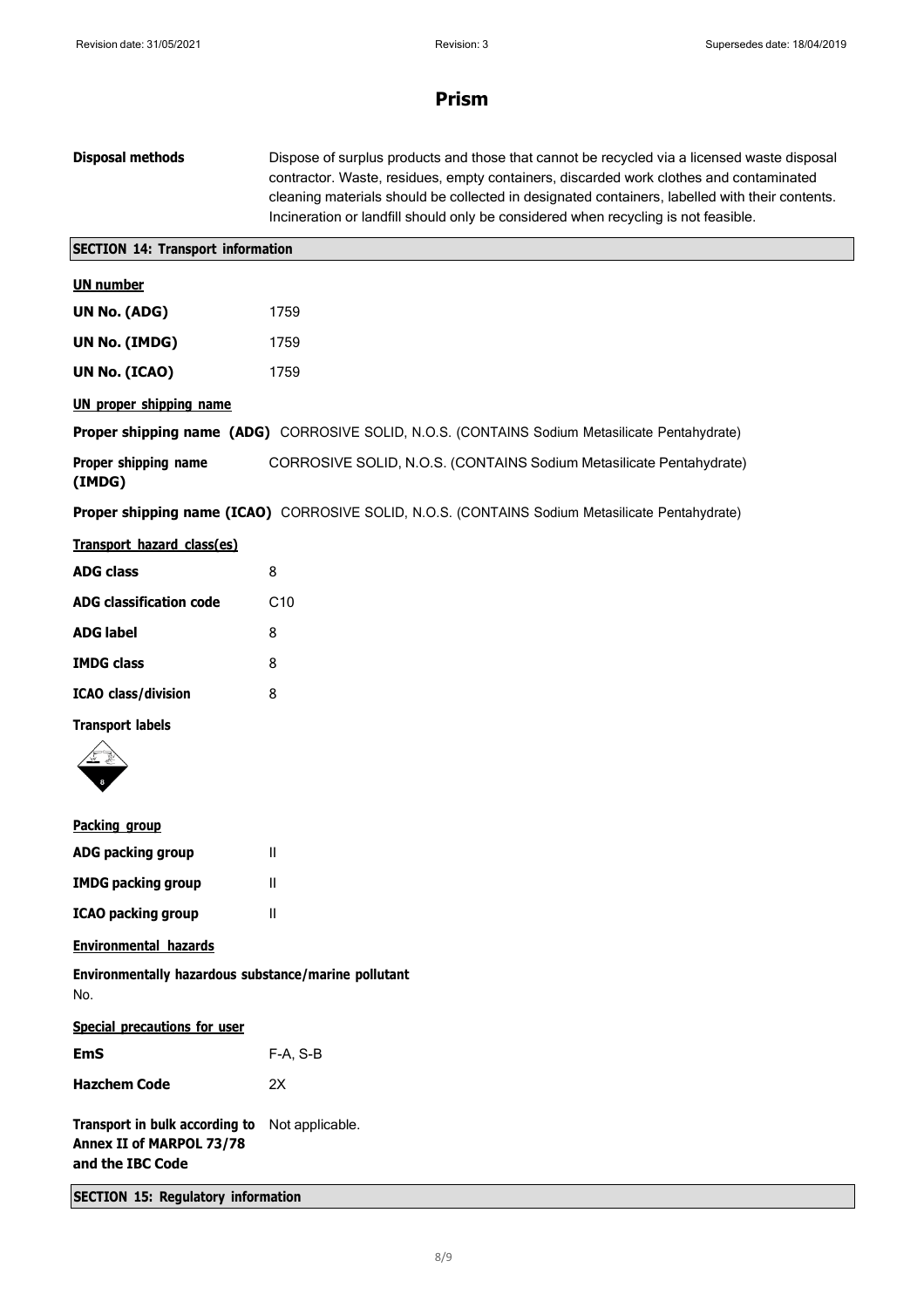**Disposal methods** Dispose of surplus products and those that cannot be recycled via a licensed waste disposal contractor. Waste, residues, empty containers, discarded work clothes and contaminated cleaning materials should be collected in designated containers, labelled with their contents. Incineration or landfill should only be considered when recycling is not feasible.

## SECTION 14: Transport information

**UN number**

| | |
|---|---|
| **UN No. (ADG)** | 1759 |
| **UN No. (IMDG)** | 1759 |
| **UN No. (ICAO)** | 1759 |

**UN proper shipping name**

**Proper shipping name (ADG)** CORROSIVE SOLID, N.O.S. (CONTAINS Sodium Metasilicate Pentahydrate)

**Proper shipping name (IMDG)** CORROSIVE SOLID, N.O.S. (CONTAINS Sodium Metasilicate Pentahydrate)

**Proper shipping name (ICAO)** CORROSIVE SOLID, N.O.S. (CONTAINS Sodium Metasilicate Pentahydrate)

**Transport hazard class(es)**

| | |
|---|---|
| **ADG class** | 8 |
| **ADG classification code** | C10 |
| **ADG label** | 8 |
| **IMDG class** | 8 |
| **ICAO class/division** | 8 |

**Transport labels**

**Packing group**

| | |
|---|---|
| **ADG packing group** | II |
| **IMDG packing group** | II |
| **ICAO packing group** | II |

**Environmental hazards**

**Environmentally hazardous substance/marine pollutant**
No.

**Special precautions for user**

| | |
|---|---|
| **EmS** | F-A, S-B |
| **Hazchem Code** | 2X |

**Transport in bulk according to Annex II of MARPOL 73/78 and the IBC Code** Not applicable.

## SECTION 15: Regulatory information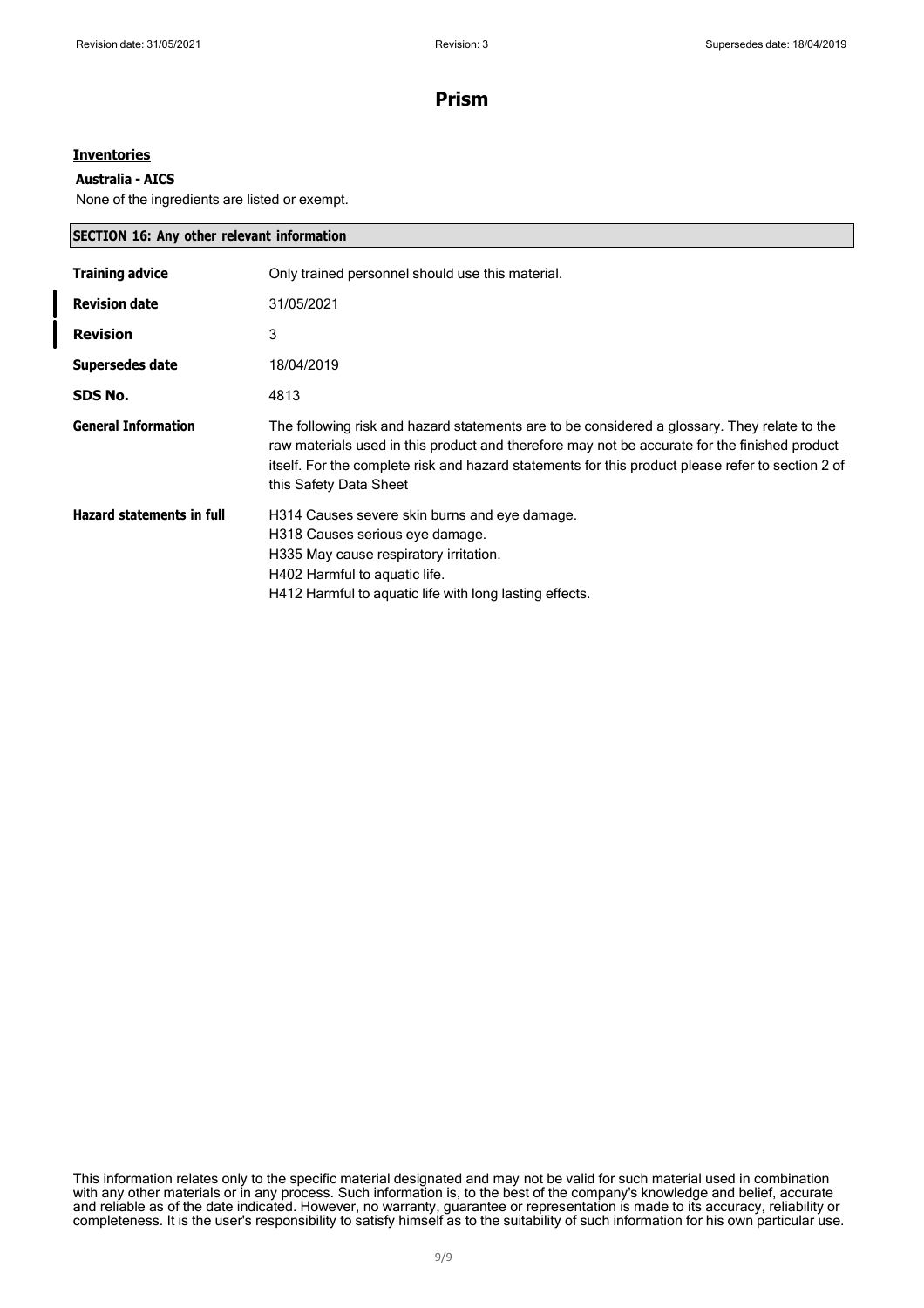# Prism

## Inventories

**Australia - AICS**

None of the ingredients are listed or exempt.

## SECTION 16: Any other relevant information

| | |
|---|---|
| **Training advice** | Only trained personnel should use this material. |
| **Revision date** | 31/05/2021 |
| **Revision** | 3 |
| **Supersedes date** | 18/04/2019 |
| **SDS No.** | 4813 |
| **General Information** | The following risk and hazard statements are to be considered a glossary. They relate to the raw materials used in this product and therefore may not be accurate for the finished product itself. For the complete risk and hazard statements for this product please refer to section 2 of this Safety Data Sheet |
| **Hazard statements in full** | H314 Causes severe skin burns and eye damage.<br>H318 Causes serious eye damage.<br>H335 May cause respiratory irritation.<br>H402 Harmful to aquatic life.<br>H412 Harmful to aquatic life with long lasting effects. |

This information relates only to the specific material designated and may not be valid for such material used in combination with any other materials or in any process. Such information is, to the best of the company's knowledge and belief, accurate and reliable as of the date indicated. However, no warranty, guarantee or representation is made to its accuracy, reliability or completeness. It is the user's responsibility to satisfy himself as to the suitability of such information for his own particular use.